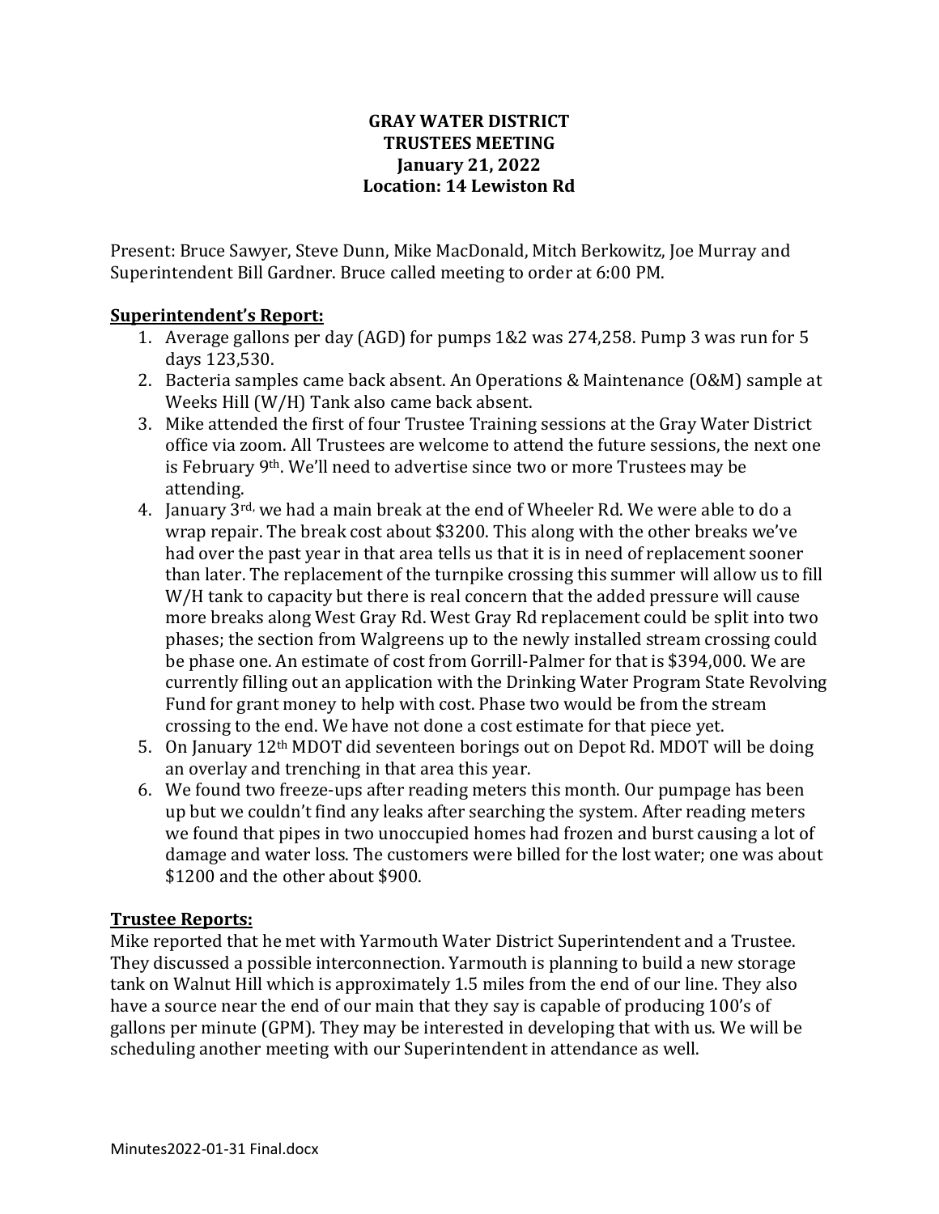# GRAY WATER DISTRICT
# TRUSTEES MEETING
# January 21, 2022
# Location: 14 Lewiston Rd

Present: Bruce Sawyer, Steve Dunn, Mike MacDonald, Mitch Berkowitz, Joe Murray and Superintendent Bill Gardner. Bruce called meeting to order at 6:00 PM.

**Superintendent's Report:**

1. Average gallons per day (AGD) for pumps 1&2 was 274,258. Pump 3 was run for 5 days 123,530.
2. Bacteria samples came back absent. An Operations & Maintenance (O&M) sample at Weeks Hill (W/H) Tank also came back absent.
3. Mike attended the first of four Trustee Training sessions at the Gray Water District office via zoom. All Trustees are welcome to attend the future sessions, the next one is February 9th. We'll need to advertise since two or more Trustees may be attending.
4. January 3rd, we had a main break at the end of Wheeler Rd. We were able to do a wrap repair. The break cost about $3200. This along with the other breaks we've had over the past year in that area tells us that it is in need of replacement sooner than later. The replacement of the turnpike crossing this summer will allow us to fill W/H tank to capacity but there is real concern that the added pressure will cause more breaks along West Gray Rd. West Gray Rd replacement could be split into two phases; the section from Walgreens up to the newly installed stream crossing could be phase one. An estimate of cost from Gorrill-Palmer for that is $394,000. We are currently filling out an application with the Drinking Water Program State Revolving Fund for grant money to help with cost. Phase two would be from the stream crossing to the end. We have not done a cost estimate for that piece yet.
5. On January 12th MDOT did seventeen borings out on Depot Rd. MDOT will be doing an overlay and trenching in that area this year.
6. We found two freeze-ups after reading meters this month. Our pumpage has been up but we couldn't find any leaks after searching the system. After reading meters we found that pipes in two unoccupied homes had frozen and burst causing a lot of damage and water loss. The customers were billed for the lost water; one was about $1200 and the other about $900.

**Trustee Reports:**

Mike reported that he met with Yarmouth Water District Superintendent and a Trustee. They discussed a possible interconnection. Yarmouth is planning to build a new storage tank on Walnut Hill which is approximately 1.5 miles from the end of our line. They also have a source near the end of our main that they say is capable of producing 100's of gallons per minute (GPM). They may be interested in developing that with us. We will be scheduling another meeting with our Superintendent in attendance as well.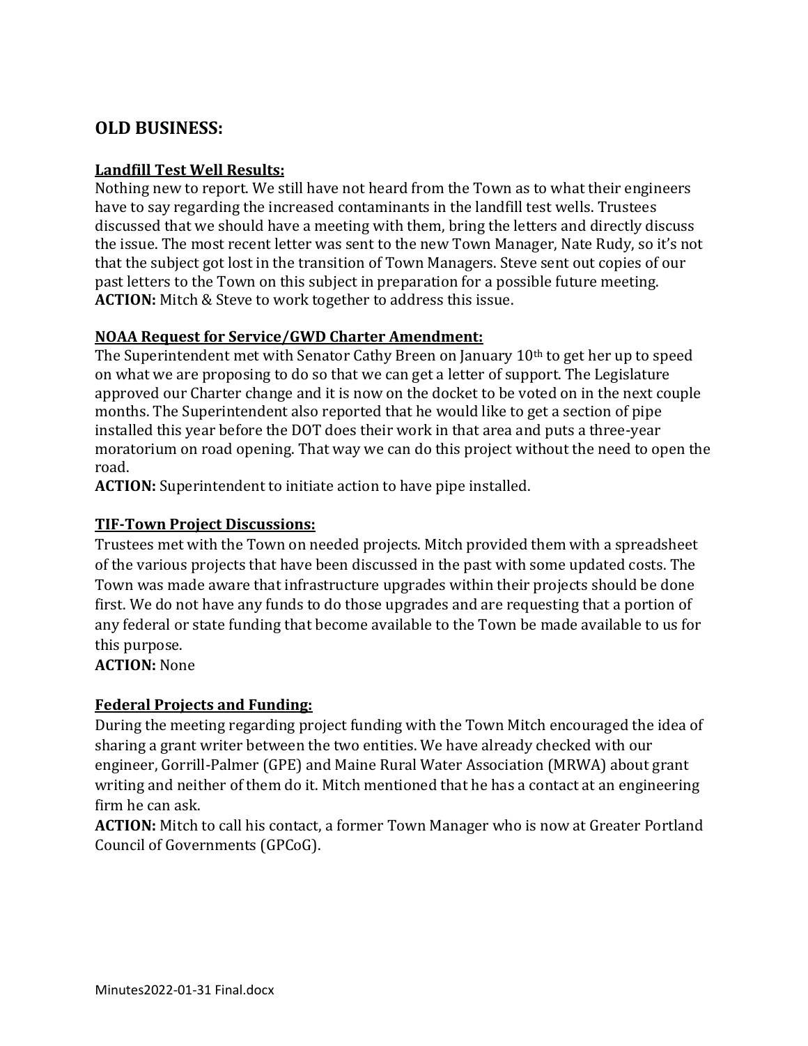## OLD BUSINESS:

**Landfill Test Well Results:**

Nothing new to report. We still have not heard from the Town as to what their engineers have to say regarding the increased contaminants in the landfill test wells. Trustees discussed that we should have a meeting with them, bring the letters and directly discuss the issue. The most recent letter was sent to the new Town Manager, Nate Rudy, so it's not that the subject got lost in the transition of Town Managers. Steve sent out copies of our past letters to the Town on this subject in preparation for a possible future meeting.
**ACTION:** Mitch & Steve to work together to address this issue.

**NOAA Request for Service/GWD Charter Amendment:**

The Superintendent met with Senator Cathy Breen on January 10th to get her up to speed on what we are proposing to do so that we can get a letter of support. The Legislature approved our Charter change and it is now on the docket to be voted on in the next couple months. The Superintendent also reported that he would like to get a section of pipe installed this year before the DOT does their work in that area and puts a three-year moratorium on road opening. That way we can do this project without the need to open the road.
**ACTION:** Superintendent to initiate action to have pipe installed.

**TIF-Town Project Discussions:**

Trustees met with the Town on needed projects. Mitch provided them with a spreadsheet of the various projects that have been discussed in the past with some updated costs. The Town was made aware that infrastructure upgrades within their projects should be done first. We do not have any funds to do those upgrades and are requesting that a portion of any federal or state funding that become available to the Town be made available to us for this purpose.
**ACTION:** None

**Federal Projects and Funding:**

During the meeting regarding project funding with the Town Mitch encouraged the idea of sharing a grant writer between the two entities. We have already checked with our engineer, Gorrill-Palmer (GPE) and Maine Rural Water Association (MRWA) about grant writing and neither of them do it. Mitch mentioned that he has a contact at an engineering firm he can ask.
**ACTION:** Mitch to call his contact, a former Town Manager who is now at Greater Portland Council of Governments (GPCoG).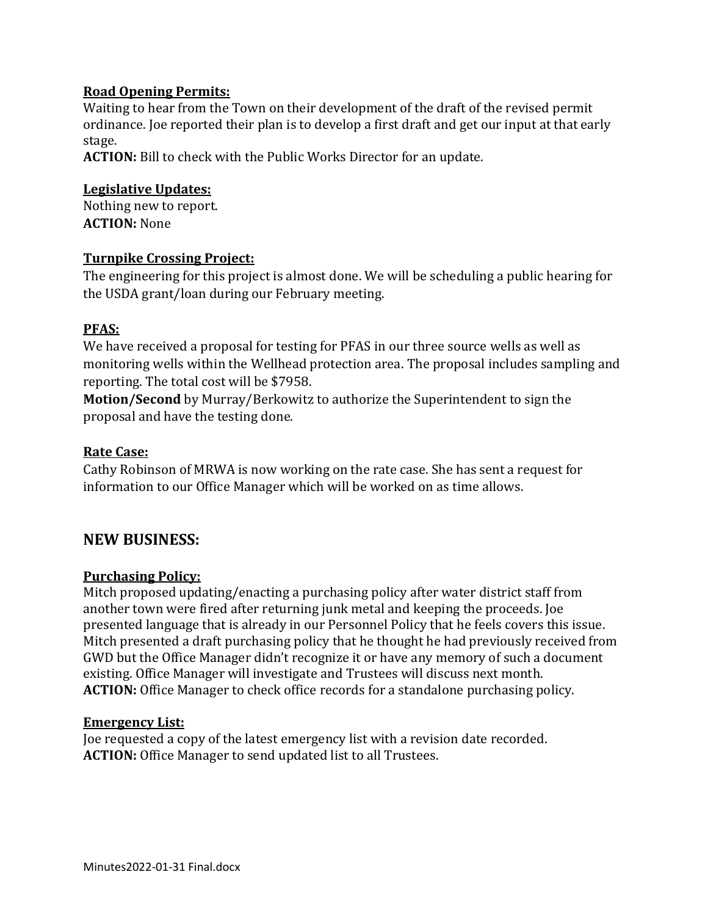**Road Opening Permits:**

Waiting to hear from the Town on their development of the draft of the revised permit ordinance. Joe reported their plan is to develop a first draft and get our input at that early stage.

**ACTION:** Bill to check with the Public Works Director for an update.

**Legislative Updates:**

Nothing new to report.

**ACTION:** None

**Turnpike Crossing Project:**

The engineering for this project is almost done. We will be scheduling a public hearing for the USDA grant/loan during our February meeting.

**PFAS:**

We have received a proposal for testing for PFAS in our three source wells as well as monitoring wells within the Wellhead protection area. The proposal includes sampling and reporting. The total cost will be $7958.

**Motion/Second** by Murray/Berkowitz to authorize the Superintendent to sign the proposal and have the testing done.

**Rate Case:**

Cathy Robinson of MRWA is now working on the rate case. She has sent a request for information to our Office Manager which will be worked on as time allows.

## NEW BUSINESS:

**Purchasing Policy:**

Mitch proposed updating/enacting a purchasing policy after water district staff from another town were fired after returning junk metal and keeping the proceeds. Joe presented language that is already in our Personnel Policy that he feels covers this issue. Mitch presented a draft purchasing policy that he thought he had previously received from GWD but the Office Manager didn't recognize it or have any memory of such a document existing. Office Manager will investigate and Trustees will discuss next month.

**ACTION:** Office Manager to check office records for a standalone purchasing policy.

**Emergency List:**

Joe requested a copy of the latest emergency list with a revision date recorded.

**ACTION:** Office Manager to send updated list to all Trustees.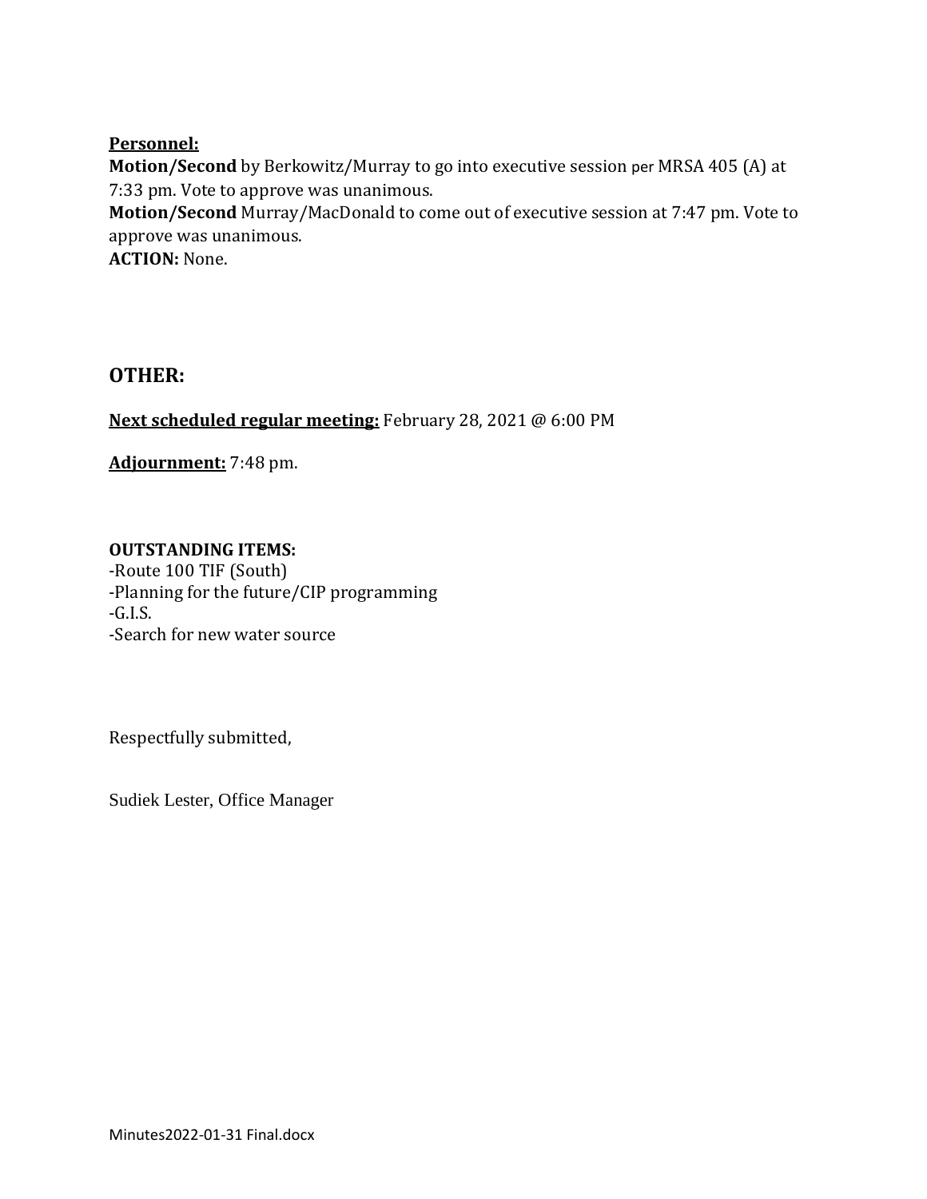**Personnel:**
**Motion/Second** by Berkowitz/Murray to go into executive session per MRSA 405 (A) at 7:33 pm. Vote to approve was unanimous.
**Motion/Second** Murray/MacDonald to come out of executive session at 7:47 pm. Vote to approve was unanimous.
**ACTION:** None.

## OTHER:

**Next scheduled regular meeting:** February 28, 2021 @ 6:00 PM

**Adjournment:** 7:48 pm.

**OUTSTANDING ITEMS:**
-Route 100 TIF (South)
-Planning for the future/CIP programming
-G.I.S.
-Search for new water source

Respectfully submitted,

Sudiek Lester, Office Manager